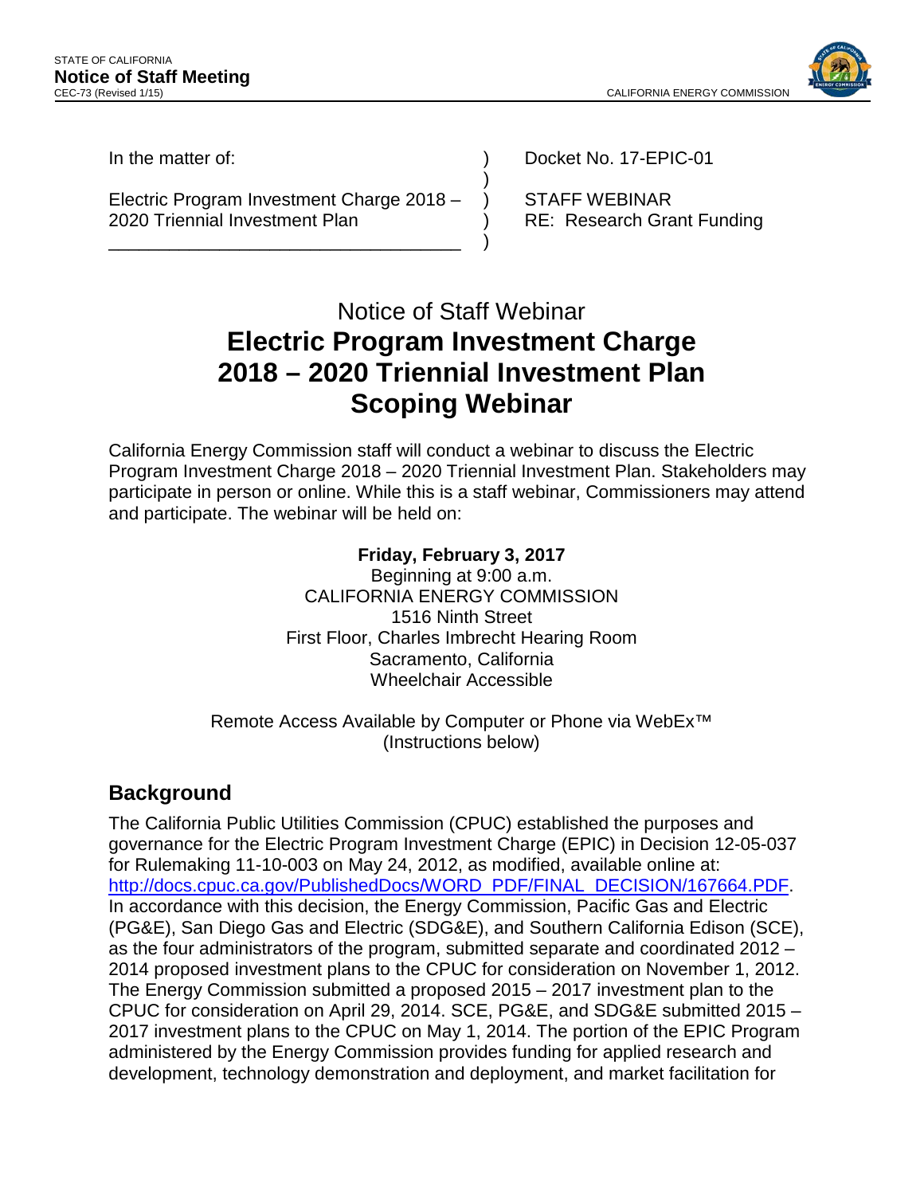STATE OF CALIFORNIA
**Notice of Staff Meeting**
CEC-73 (Revised 1/15)

CALIFORNIA ENERGY COMMISSION

| In the matter of: | | Docket No. 17-EPIC-01 |
|---|---|---|
| Electric Program Investment Charge 2018 – 2020 Triennial Investment Plan | ) | STAFF WEBINAR<br>RE: Research Grant Funding |

# Notice of Staff Webinar
# **Electric Program Investment Charge 2018 – 2020 Triennial Investment Plan Scoping Webinar**

California Energy Commission staff will conduct a webinar to discuss the Electric Program Investment Charge 2018 – 2020 Triennial Investment Plan. Stakeholders may participate in person or online. While this is a staff webinar, Commissioners may attend and participate. The webinar will be held on:

**Friday, February 3, 2017**
Beginning at 9:00 a.m.
CALIFORNIA ENERGY COMMISSION
1516 Ninth Street
First Floor, Charles Imbrecht Hearing Room
Sacramento, California
Wheelchair Accessible

Remote Access Available by Computer or Phone via WebEx™
(Instructions below)

## Background

The California Public Utilities Commission (CPUC) established the purposes and governance for the Electric Program Investment Charge (EPIC) in Decision 12-05-037 for Rulemaking 11-10-003 on May 24, 2012, as modified, available online at: http://docs.cpuc.ca.gov/PublishedDocs/WORD_PDF/FINAL_DECISION/167664.PDF. In accordance with this decision, the Energy Commission, Pacific Gas and Electric (PG&E), San Diego Gas and Electric (SDG&E), and Southern California Edison (SCE), as the four administrators of the program, submitted separate and coordinated 2012 – 2014 proposed investment plans to the CPUC for consideration on November 1, 2012. The Energy Commission submitted a proposed 2015 – 2017 investment plan to the CPUC for consideration on April 29, 2014. SCE, PG&E, and SDG&E submitted 2015 – 2017 investment plans to the CPUC on May 1, 2014. The portion of the EPIC Program administered by the Energy Commission provides funding for applied research and development, technology demonstration and deployment, and market facilitation for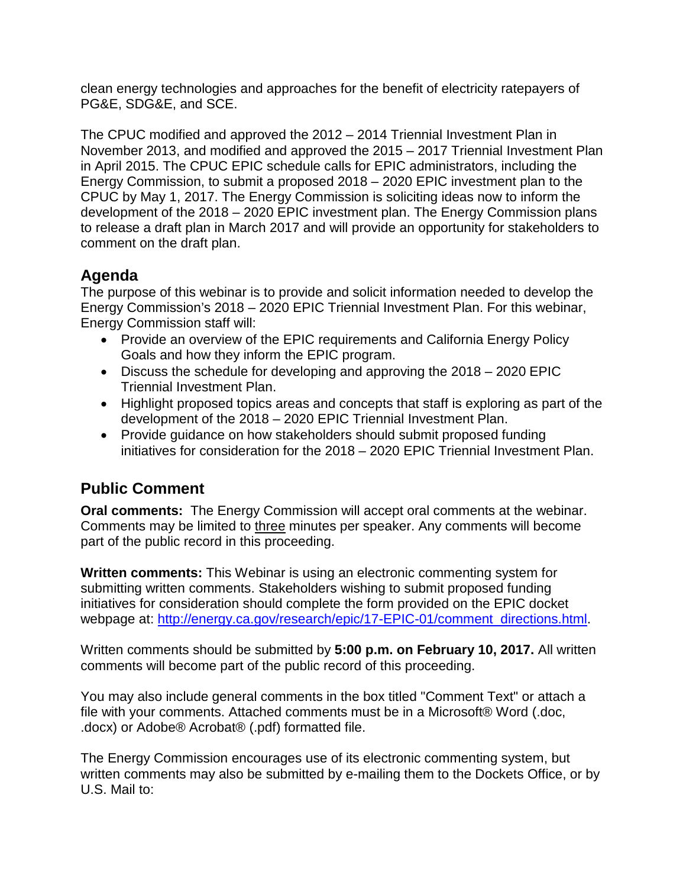clean energy technologies and approaches for the benefit of electricity ratepayers of PG&E, SDG&E, and SCE.

The CPUC modified and approved the 2012 – 2014 Triennial Investment Plan in November 2013, and modified and approved the 2015 – 2017 Triennial Investment Plan in April 2015. The CPUC EPIC schedule calls for EPIC administrators, including the Energy Commission, to submit a proposed 2018 – 2020 EPIC investment plan to the CPUC by May 1, 2017. The Energy Commission is soliciting ideas now to inform the development of the 2018 – 2020 EPIC investment plan. The Energy Commission plans to release a draft plan in March 2017 and will provide an opportunity for stakeholders to comment on the draft plan.

## Agenda

The purpose of this webinar is to provide and solicit information needed to develop the Energy Commission's 2018 – 2020 EPIC Triennial Investment Plan. For this webinar, Energy Commission staff will:

- Provide an overview of the EPIC requirements and California Energy Policy Goals and how they inform the EPIC program.
- Discuss the schedule for developing and approving the 2018 – 2020 EPIC Triennial Investment Plan.
- Highlight proposed topics areas and concepts that staff is exploring as part of the development of the 2018 – 2020 EPIC Triennial Investment Plan.
- Provide guidance on how stakeholders should submit proposed funding initiatives for consideration for the 2018 – 2020 EPIC Triennial Investment Plan.

## Public Comment

**Oral comments:** The Energy Commission will accept oral comments at the webinar. Comments may be limited to three minutes per speaker. Any comments will become part of the public record in this proceeding.

**Written comments:** This Webinar is using an electronic commenting system for submitting written comments. Stakeholders wishing to submit proposed funding initiatives for consideration should complete the form provided on the EPIC docket webpage at: [http://energy.ca.gov/research/epic/17-EPIC-01/comment_directions.html](http://energy.ca.gov/research/epic/17-EPIC-01/comment_directions.html).

Written comments should be submitted by **5:00 p.m. on February 10, 2017.** All written comments will become part of the public record of this proceeding.

You may also include general comments in the box titled "Comment Text" or attach a file with your comments. Attached comments must be in a Microsoft® Word (.doc, .docx) or Adobe® Acrobat® (.pdf) formatted file.

The Energy Commission encourages use of its electronic commenting system, but written comments may also be submitted by e-mailing them to the Dockets Office, or by U.S. Mail to: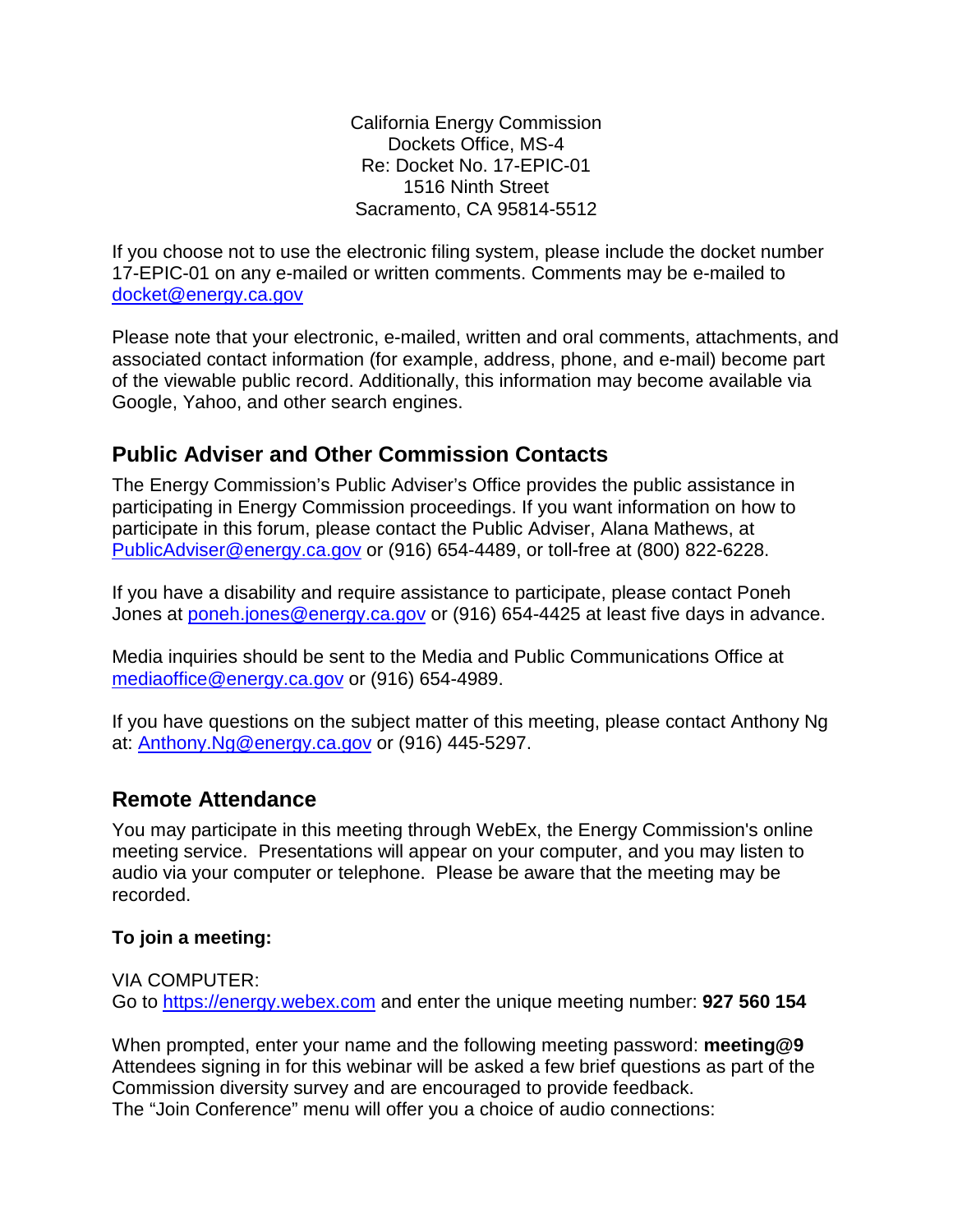California Energy Commission
Dockets Office, MS-4
Re: Docket No. 17-EPIC-01
1516 Ninth Street
Sacramento, CA 95814-5512

If you choose not to use the electronic filing system, please include the docket number 17-EPIC-01 on any e-mailed or written comments. Comments may be e-mailed to docket@energy.ca.gov

Please note that your electronic, e-mailed, written and oral comments, attachments, and associated contact information (for example, address, phone, and e-mail) become part of the viewable public record. Additionally, this information may become available via Google, Yahoo, and other search engines.

## Public Adviser and Other Commission Contacts

The Energy Commission's Public Adviser's Office provides the public assistance in participating in Energy Commission proceedings. If you want information on how to participate in this forum, please contact the Public Adviser, Alana Mathews, at PublicAdviser@energy.ca.gov or (916) 654-4489, or toll-free at (800) 822-6228.

If you have a disability and require assistance to participate, please contact Poneh Jones at poneh.jones@energy.ca.gov or (916) 654-4425 at least five days in advance.

Media inquiries should be sent to the Media and Public Communications Office at mediaoffice@energy.ca.gov or (916) 654-4989.

If you have questions on the subject matter of this meeting, please contact Anthony Ng at: Anthony.Ng@energy.ca.gov or (916) 445-5297.

## Remote Attendance

You may participate in this meeting through WebEx, the Energy Commission's online meeting service. Presentations will appear on your computer, and you may listen to audio via your computer or telephone. Please be aware that the meeting may be recorded.

**To join a meeting:**

VIA COMPUTER:
Go to https://energy.webex.com and enter the unique meeting number: **927 560 154**

When prompted, enter your name and the following meeting password: **meeting@9**
Attendees signing in for this webinar will be asked a few brief questions as part of the Commission diversity survey and are encouraged to provide feedback.
The "Join Conference" menu will offer you a choice of audio connections: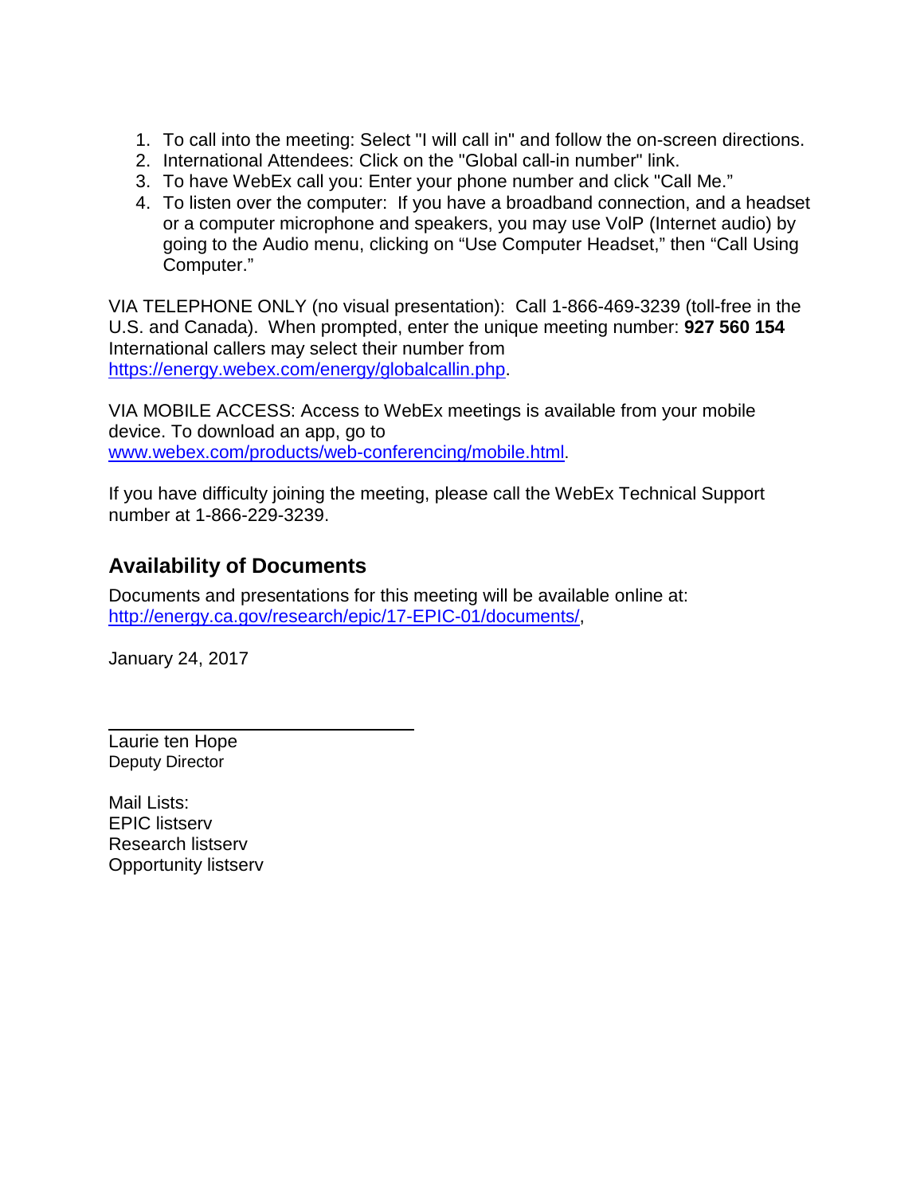1. To call into the meeting: Select "I will call in" and follow the on-screen directions.
2. International Attendees: Click on the "Global call-in number" link.
3. To have WebEx call you: Enter your phone number and click "Call Me."
4. To listen over the computer: If you have a broadband connection, and a headset or a computer microphone and speakers, you may use VolP (Internet audio) by going to the Audio menu, clicking on "Use Computer Headset," then "Call Using Computer."

VIA TELEPHONE ONLY (no visual presentation): Call 1-866-469-3239 (toll-free in the U.S. and Canada). When prompted, enter the unique meeting number: **927 560 154** International callers may select their number from https://energy.webex.com/energy/globalcallin.php.

VIA MOBILE ACCESS: Access to WebEx meetings is available from your mobile device. To download an app, go to www.webex.com/products/web-conferencing/mobile.html.

If you have difficulty joining the meeting, please call the WebEx Technical Support number at 1-866-229-3239.

## Availability of Documents

Documents and presentations for this meeting will be available online at: http://energy.ca.gov/research/epic/17-EPIC-01/documents/,

January 24, 2017

Laurie ten Hope
Deputy Director

Mail Lists:
EPIC listserv
Research listserv
Opportunity listserv